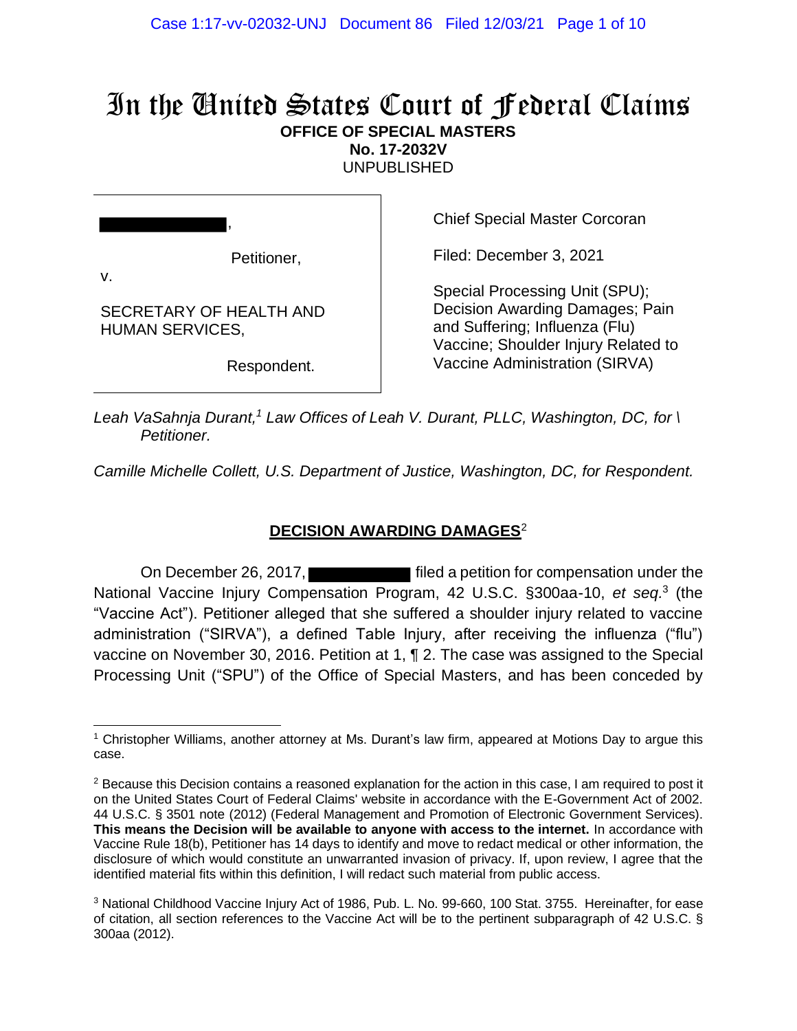# In the United States Court of Federal Claims

**OFFICE OF SPECIAL MASTERS**
**No. 17-2032V**
UNPUBLISHED

██████████,

Petitioner,

v.

SECRETARY OF HEALTH AND HUMAN SERVICES,

Respondent.

Chief Special Master Corcoran

Filed: December 3, 2021

Special Processing Unit (SPU); Decision Awarding Damages; Pain and Suffering; Influenza (Flu) Vaccine; Shoulder Injury Related to Vaccine Administration (SIRVA)

*Leah VaSahnja Durant,[1] Law Offices of Leah V. Durant, PLLC, Washington, DC, for \ Petitioner.*

*Camille Michelle Collett, U.S. Department of Justice, Washington, DC, for Respondent.*

## **DECISION AWARDING DAMAGES**[2]

On December 26, 2017, ██████████ filed a petition for compensation under the National Vaccine Injury Compensation Program, 42 U.S.C. §300aa-10, *et seq.*[3] (the "Vaccine Act"). Petitioner alleged that she suffered a shoulder injury related to vaccine administration ("SIRVA"), a defined Table Injury, after receiving the influenza ("flu") vaccine on November 30, 2016. Petition at 1, ¶ 2. The case was assigned to the Special Processing Unit ("SPU") of the Office of Special Masters, and has been conceded by

---

[1] Christopher Williams, another attorney at Ms. Durant's law firm, appeared at Motions Day to argue this case.

[2] Because this Decision contains a reasoned explanation for the action in this case, I am required to post it on the United States Court of Federal Claims' website in accordance with the E-Government Act of 2002. 44 U.S.C. § 3501 note (2012) (Federal Management and Promotion of Electronic Government Services). **This means the Decision will be available to anyone with access to the internet.** In accordance with Vaccine Rule 18(b), Petitioner has 14 days to identify and move to redact medical or other information, the disclosure of which would constitute an unwarranted invasion of privacy. If, upon review, I agree that the identified material fits within this definition, I will redact such material from public access.

[3] National Childhood Vaccine Injury Act of 1986, Pub. L. No. 99-660, 100 Stat. 3755. Hereinafter, for ease of citation, all section references to the Vaccine Act will be to the pertinent subparagraph of 42 U.S.C. § 300aa (2012).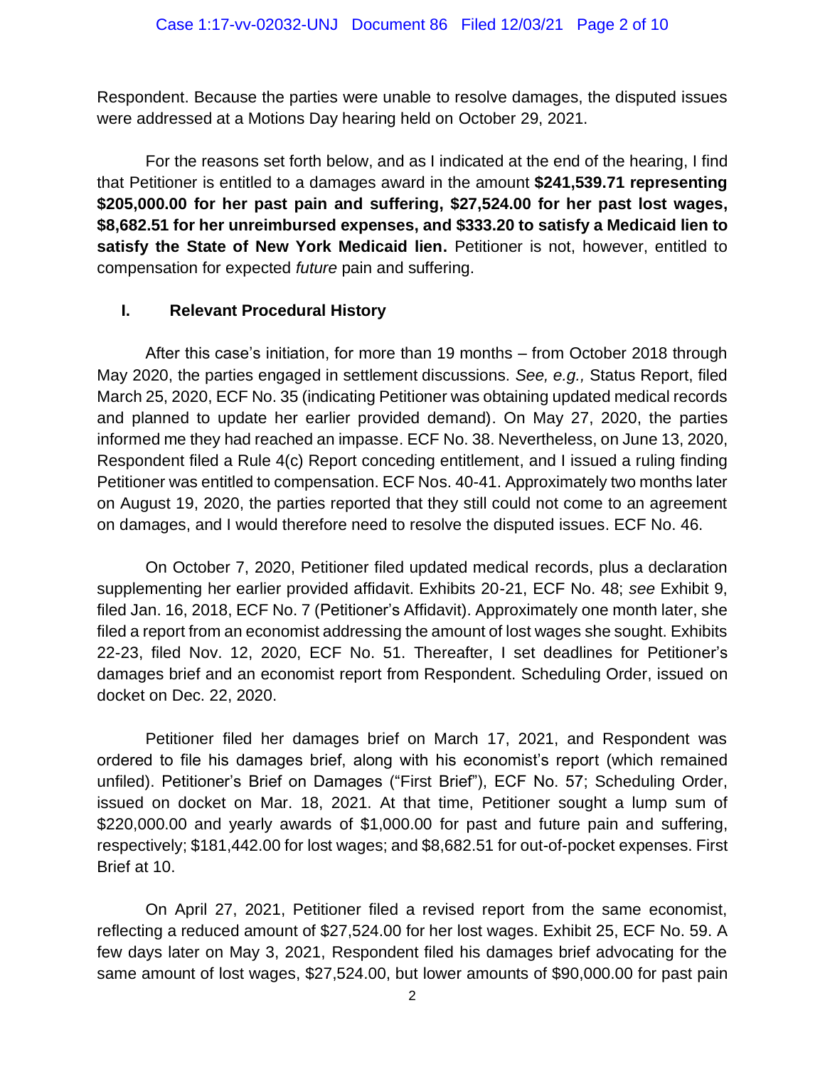Respondent. Because the parties were unable to resolve damages, the disputed issues were addressed at a Motions Day hearing held on October 29, 2021.

For the reasons set forth below, and as I indicated at the end of the hearing, I find that Petitioner is entitled to a damages award in the amount **$241,539.71 representing $205,000.00 for her past pain and suffering, $27,524.00 for her past lost wages, $8,682.51 for her unreimbursed expenses, and $333.20 to satisfy a Medicaid lien to satisfy the State of New York Medicaid lien.** Petitioner is not, however, entitled to compensation for expected *future* pain and suffering.

## I. Relevant Procedural History

After this case's initiation, for more than 19 months – from October 2018 through May 2020, the parties engaged in settlement discussions. *See, e.g.,* Status Report, filed March 25, 2020, ECF No. 35 (indicating Petitioner was obtaining updated medical records and planned to update her earlier provided demand). On May 27, 2020, the parties informed me they had reached an impasse. ECF No. 38. Nevertheless, on June 13, 2020, Respondent filed a Rule 4(c) Report conceding entitlement, and I issued a ruling finding Petitioner was entitled to compensation. ECF Nos. 40-41. Approximately two months later on August 19, 2020, the parties reported that they still could not come to an agreement on damages, and I would therefore need to resolve the disputed issues. ECF No. 46.

On October 7, 2020, Petitioner filed updated medical records, plus a declaration supplementing her earlier provided affidavit. Exhibits 20-21, ECF No. 48; *see* Exhibit 9, filed Jan. 16, 2018, ECF No. 7 (Petitioner's Affidavit). Approximately one month later, she filed a report from an economist addressing the amount of lost wages she sought. Exhibits 22-23, filed Nov. 12, 2020, ECF No. 51. Thereafter, I set deadlines for Petitioner's damages brief and an economist report from Respondent. Scheduling Order, issued on docket on Dec. 22, 2020.

Petitioner filed her damages brief on March 17, 2021, and Respondent was ordered to file his damages brief, along with his economist's report (which remained unfiled). Petitioner's Brief on Damages ("First Brief"), ECF No. 57; Scheduling Order, issued on docket on Mar. 18, 2021. At that time, Petitioner sought a lump sum of $220,000.00 and yearly awards of $1,000.00 for past and future pain and suffering, respectively; $181,442.00 for lost wages; and $8,682.51 for out-of-pocket expenses. First Brief at 10.

On April 27, 2021, Petitioner filed a revised report from the same economist, reflecting a reduced amount of $27,524.00 for her lost wages. Exhibit 25, ECF No. 59. A few days later on May 3, 2021, Respondent filed his damages brief advocating for the same amount of lost wages, $27,524.00, but lower amounts of $90,000.00 for past pain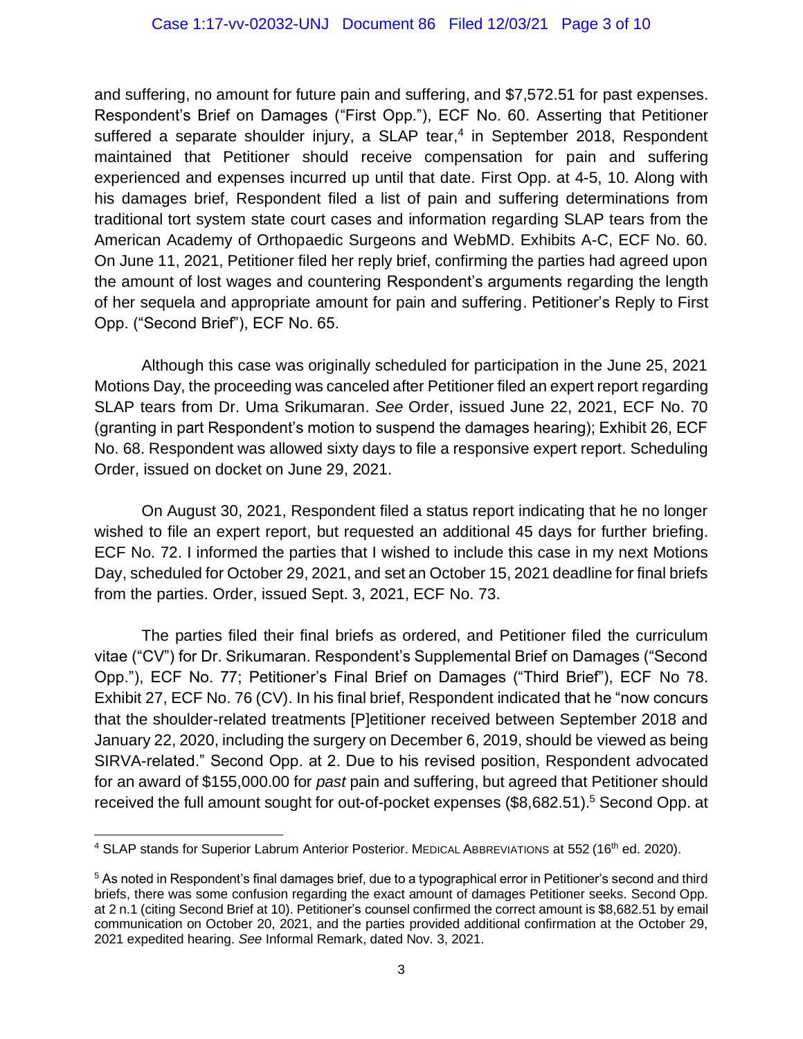and suffering, no amount for future pain and suffering, and $7,572.51 for past expenses. Respondent's Brief on Damages ("First Opp."), ECF No. 60. Asserting that Petitioner suffered a separate shoulder injury, a SLAP tear,[4] in September 2018, Respondent maintained that Petitioner should receive compensation for pain and suffering experienced and expenses incurred up until that date. First Opp. at 4-5, 10. Along with his damages brief, Respondent filed a list of pain and suffering determinations from traditional tort system state court cases and information regarding SLAP tears from the American Academy of Orthopaedic Surgeons and WebMD. Exhibits A-C, ECF No. 60. On June 11, 2021, Petitioner filed her reply brief, confirming the parties had agreed upon the amount of lost wages and countering Respondent's arguments regarding the length of her sequela and appropriate amount for pain and suffering. Petitioner's Reply to First Opp. ("Second Brief"), ECF No. 65.

Although this case was originally scheduled for participation in the June 25, 2021 Motions Day, the proceeding was canceled after Petitioner filed an expert report regarding SLAP tears from Dr. Uma Srikumaran. *See* Order, issued June 22, 2021, ECF No. 70 (granting in part Respondent's motion to suspend the damages hearing); Exhibit 26, ECF No. 68. Respondent was allowed sixty days to file a responsive expert report. Scheduling Order, issued on docket on June 29, 2021.

On August 30, 2021, Respondent filed a status report indicating that he no longer wished to file an expert report, but requested an additional 45 days for further briefing. ECF No. 72. I informed the parties that I wished to include this case in my next Motions Day, scheduled for October 29, 2021, and set an October 15, 2021 deadline for final briefs from the parties. Order, issued Sept. 3, 2021, ECF No. 73.

The parties filed their final briefs as ordered, and Petitioner filed the curriculum vitae ("CV") for Dr. Srikumaran. Respondent's Supplemental Brief on Damages ("Second Opp."), ECF No. 77; Petitioner's Final Brief on Damages ("Third Brief"), ECF No 78. Exhibit 27, ECF No. 76 (CV). In his final brief, Respondent indicated that he "now concurs that the shoulder-related treatments [P]etitioner received between September 2018 and January 22, 2020, including the surgery on December 6, 2019, should be viewed as being SIRVA-related." Second Opp. at 2. Due to his revised position, Respondent advocated for an award of $155,000.00 for *past* pain and suffering, but agreed that Petitioner should received the full amount sought for out-of-pocket expenses ($8,682.51).[5] Second Opp. at

---

[4] SLAP stands for Superior Labrum Anterior Posterior. MEDICAL ABBREVIATIONS at 552 (16th ed. 2020).

[5] As noted in Respondent's final damages brief, due to a typographical error in Petitioner's second and third briefs, there was some confusion regarding the exact amount of damages Petitioner seeks. Second Opp. at 2 n.1 (citing Second Brief at 10). Petitioner's counsel confirmed the correct amount is $8,682.51 by email communication on October 20, 2021, and the parties provided additional confirmation at the October 29, 2021 expedited hearing. *See* Informal Remark, dated Nov. 3, 2021.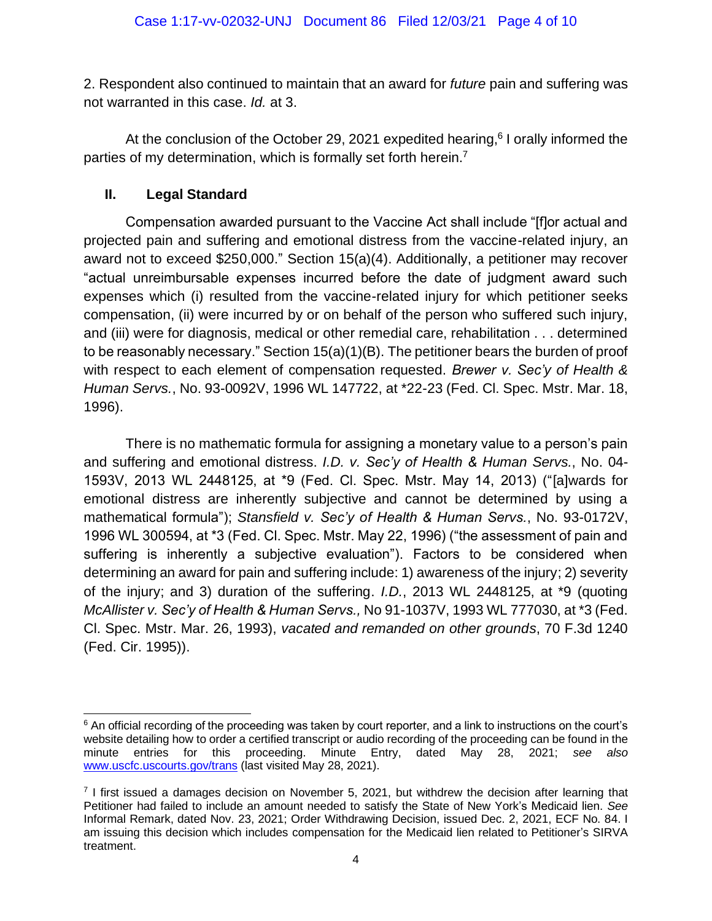2. Respondent also continued to maintain that an award for *future* pain and suffering was not warranted in this case. *Id.* at 3.

At the conclusion of the October 29, 2021 expedited hearing,[6] I orally informed the parties of my determination, which is formally set forth herein.[7]

## II. Legal Standard

Compensation awarded pursuant to the Vaccine Act shall include "[f]or actual and projected pain and suffering and emotional distress from the vaccine-related injury, an award not to exceed $250,000." Section 15(a)(4). Additionally, a petitioner may recover "actual unreimbursable expenses incurred before the date of judgment award such expenses which (i) resulted from the vaccine-related injury for which petitioner seeks compensation, (ii) were incurred by or on behalf of the person who suffered such injury, and (iii) were for diagnosis, medical or other remedial care, rehabilitation . . . determined to be reasonably necessary." Section 15(a)(1)(B). The petitioner bears the burden of proof with respect to each element of compensation requested. *Brewer v. Sec'y of Health & Human Servs.*, No. 93-0092V, 1996 WL 147722, at *22-23 (Fed. Cl. Spec. Mstr. Mar. 18, 1996).

There is no mathematic formula for assigning a monetary value to a person's pain and suffering and emotional distress. *I.D. v. Sec'y of Health & Human Servs.*, No. 04-1593V, 2013 WL 2448125, at *9 (Fed. Cl. Spec. Mstr. May 14, 2013) ("[a]wards for emotional distress are inherently subjective and cannot be determined by using a mathematical formula"); *Stansfield v. Sec'y of Health & Human Servs.*, No. 93-0172V, 1996 WL 300594, at *3 (Fed. Cl. Spec. Mstr. May 22, 1996) ("the assessment of pain and suffering is inherently a subjective evaluation"). Factors to be considered when determining an award for pain and suffering include: 1) awareness of the injury; 2) severity of the injury; and 3) duration of the suffering. *I.D.*, 2013 WL 2448125, at *9 (quoting *McAllister v. Sec'y of Health & Human Servs.,* No 91-1037V, 1993 WL 777030, at *3 (Fed. Cl. Spec. Mstr. Mar. 26, 1993), *vacated and remanded on other grounds*, 70 F.3d 1240 (Fed. Cir. 1995)).

---

[6] An official recording of the proceeding was taken by court reporter, and a link to instructions on the court's website detailing how to order a certified transcript or audio recording of the proceeding can be found in the minute entries for this proceeding. Minute Entry, dated May 28, 2021; *see also* www.uscfc.uscourts.gov/trans (last visited May 28, 2021).

[7] I first issued a damages decision on November 5, 2021, but withdrew the decision after learning that Petitioner had failed to include an amount needed to satisfy the State of New York's Medicaid lien. *See* Informal Remark, dated Nov. 23, 2021; Order Withdrawing Decision, issued Dec. 2, 2021, ECF No. 84. I am issuing this decision which includes compensation for the Medicaid lien related to Petitioner's SIRVA treatment.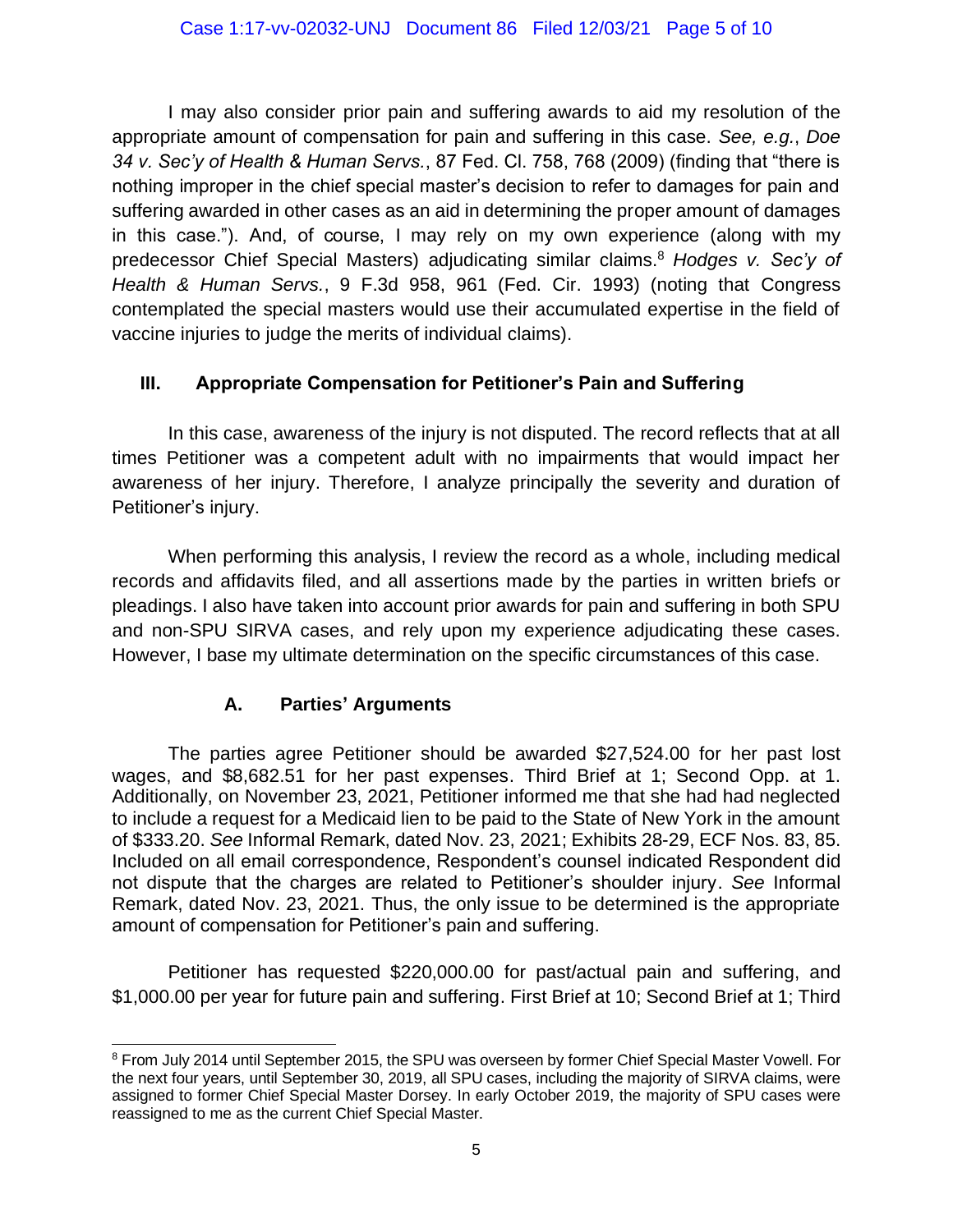I may also consider prior pain and suffering awards to aid my resolution of the appropriate amount of compensation for pain and suffering in this case. *See, e.g.*, *Doe 34 v. Sec'y of Health & Human Servs.*, 87 Fed. Cl. 758, 768 (2009) (finding that "there is nothing improper in the chief special master's decision to refer to damages for pain and suffering awarded in other cases as an aid in determining the proper amount of damages in this case."). And, of course, I may rely on my own experience (along with my predecessor Chief Special Masters) adjudicating similar claims.[8] *Hodges v. Sec'y of Health & Human Servs.*, 9 F.3d 958, 961 (Fed. Cir. 1993) (noting that Congress contemplated the special masters would use their accumulated expertise in the field of vaccine injuries to judge the merits of individual claims).

## III. Appropriate Compensation for Petitioner's Pain and Suffering

In this case, awareness of the injury is not disputed. The record reflects that at all times Petitioner was a competent adult with no impairments that would impact her awareness of her injury. Therefore, I analyze principally the severity and duration of Petitioner's injury.

When performing this analysis, I review the record as a whole, including medical records and affidavits filed, and all assertions made by the parties in written briefs or pleadings. I also have taken into account prior awards for pain and suffering in both SPU and non-SPU SIRVA cases, and rely upon my experience adjudicating these cases. However, I base my ultimate determination on the specific circumstances of this case.

### A. Parties' Arguments

The parties agree Petitioner should be awarded $27,524.00 for her past lost wages, and $8,682.51 for her past expenses. Third Brief at 1; Second Opp. at 1. Additionally, on November 23, 2021, Petitioner informed me that she had had neglected to include a request for a Medicaid lien to be paid to the State of New York in the amount of $333.20. *See* Informal Remark, dated Nov. 23, 2021; Exhibits 28-29, ECF Nos. 83, 85. Included on all email correspondence, Respondent's counsel indicated Respondent did not dispute that the charges are related to Petitioner's shoulder injury. *See* Informal Remark, dated Nov. 23, 2021. Thus, the only issue to be determined is the appropriate amount of compensation for Petitioner's pain and suffering.

Petitioner has requested $220,000.00 for past/actual pain and suffering, and $1,000.00 per year for future pain and suffering. First Brief at 10; Second Brief at 1; Third

---

[8] From July 2014 until September 2015, the SPU was overseen by former Chief Special Master Vowell. For the next four years, until September 30, 2019, all SPU cases, including the majority of SIRVA claims, were assigned to former Chief Special Master Dorsey. In early October 2019, the majority of SPU cases were reassigned to me as the current Chief Special Master.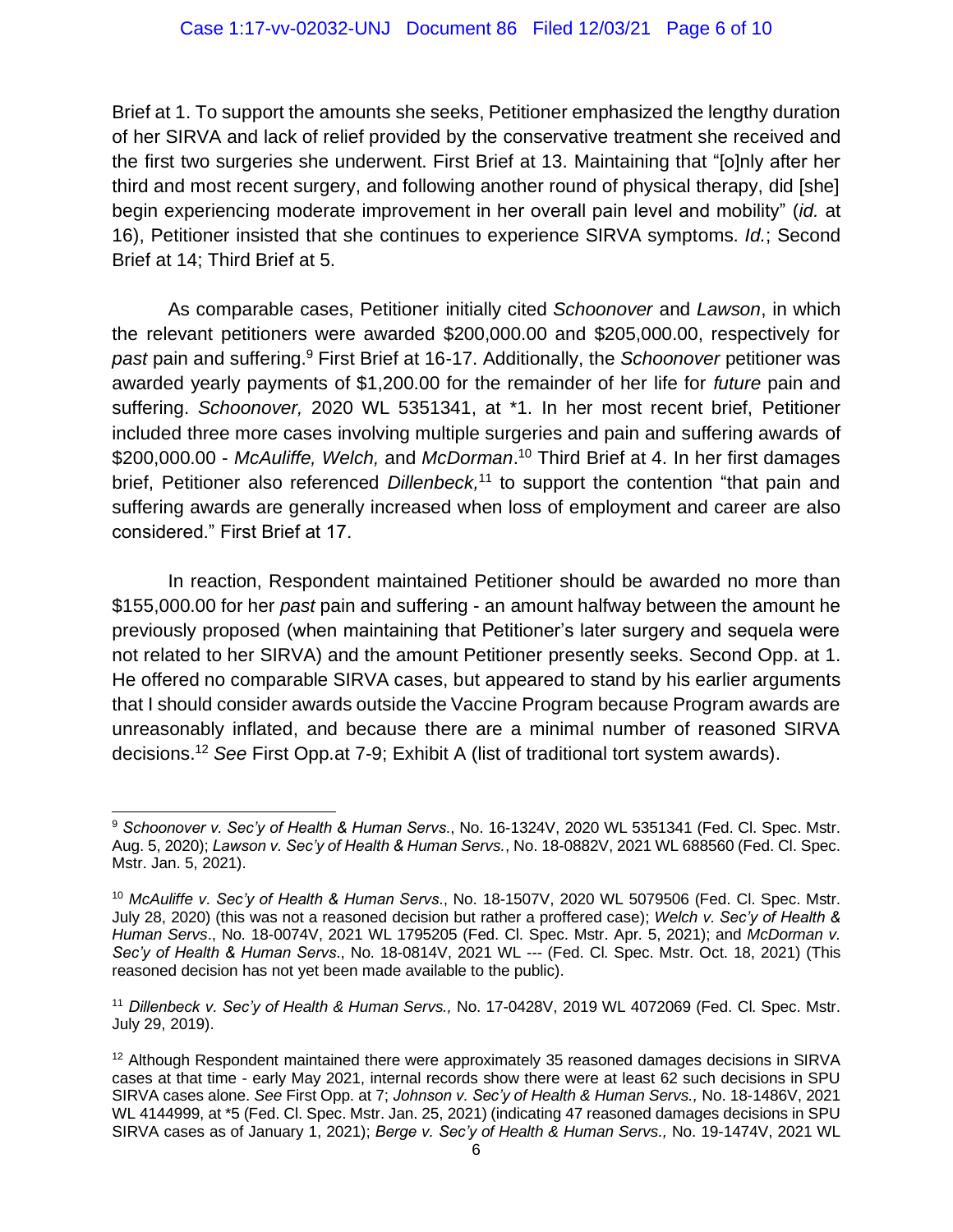Brief at 1. To support the amounts she seeks, Petitioner emphasized the lengthy duration of her SIRVA and lack of relief provided by the conservative treatment she received and the first two surgeries she underwent. First Brief at 13. Maintaining that "[o]nly after her third and most recent surgery, and following another round of physical therapy, did [she] begin experiencing moderate improvement in her overall pain level and mobility" (*id.* at 16), Petitioner insisted that she continues to experience SIRVA symptoms. *Id.*; Second Brief at 14; Third Brief at 5.

As comparable cases, Petitioner initially cited *Schoonover* and *Lawson*, in which the relevant petitioners were awarded $200,000.00 and $205,000.00, respectively for *past* pain and suffering.[9] First Brief at 16-17. Additionally, the *Schoonover* petitioner was awarded yearly payments of $1,200.00 for the remainder of her life for *future* pain and suffering. *Schoonover,* 2020 WL 5351341, at *1. In her most recent brief, Petitioner included three more cases involving multiple surgeries and pain and suffering awards of $200,000.00 - *McAuliffe, Welch,* and *McDorman*.[10] Third Brief at 4. In her first damages brief, Petitioner also referenced *Dillenbeck,*[11] to support the contention "that pain and suffering awards are generally increased when loss of employment and career are also considered." First Brief at 17.

In reaction, Respondent maintained Petitioner should be awarded no more than $155,000.00 for her *past* pain and suffering - an amount halfway between the amount he previously proposed (when maintaining that Petitioner's later surgery and sequela were not related to her SIRVA) and the amount Petitioner presently seeks. Second Opp. at 1. He offered no comparable SIRVA cases, but appeared to stand by his earlier arguments that I should consider awards outside the Vaccine Program because Program awards are unreasonably inflated, and because there are a minimal number of reasoned SIRVA decisions.[12] *See* First Opp.at 7-9; Exhibit A (list of traditional tort system awards).

---

[9] *Schoonover v. Sec'y of Health & Human Servs.*, No. 16-1324V, 2020 WL 5351341 (Fed. Cl. Spec. Mstr. Aug. 5, 2020); *Lawson v. Sec'y of Health & Human Servs.*, No. 18-0882V, 2021 WL 688560 (Fed. Cl. Spec. Mstr. Jan. 5, 2021).

[10] *McAuliffe v. Sec'y of Health & Human Servs*., No. 18-1507V, 2020 WL 5079506 (Fed. Cl. Spec. Mstr. July 28, 2020) (this was not a reasoned decision but rather a proffered case); *Welch v. Sec'y of Health & Human Servs*., No. 18-0074V, 2021 WL 1795205 (Fed. Cl. Spec. Mstr. Apr. 5, 2021); and *McDorman v. Sec'y of Health & Human Servs*., No. 18-0814V, 2021 WL --- (Fed. Cl. Spec. Mstr. Oct. 18, 2021) (This reasoned decision has not yet been made available to the public).

[11] *Dillenbeck v. Sec'y of Health & Human Servs.,* No. 17-0428V, 2019 WL 4072069 (Fed. Cl. Spec. Mstr. July 29, 2019).

[12] Although Respondent maintained there were approximately 35 reasoned damages decisions in SIRVA cases at that time - early May 2021, internal records show there were at least 62 such decisions in SPU SIRVA cases alone. *See* First Opp. at 7; *Johnson v. Sec'y of Health & Human Servs.,* No. 18-1486V, 2021 WL 4144999, at *5 (Fed. Cl. Spec. Mstr. Jan. 25, 2021) (indicating 47 reasoned damages decisions in SPU SIRVA cases as of January 1, 2021); *Berge v. Sec'y of Health & Human Servs.,* No. 19-1474V, 2021 WL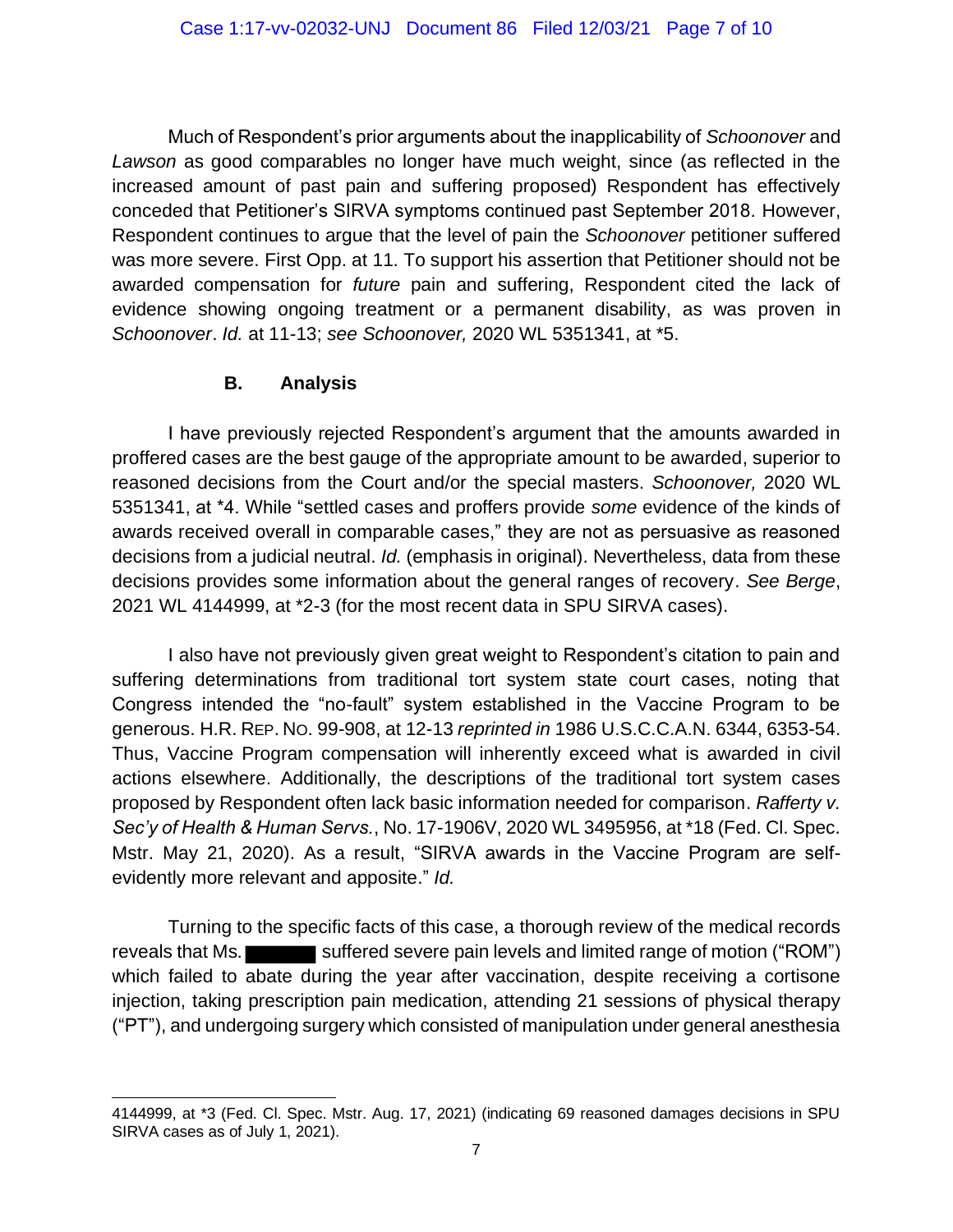Much of Respondent's prior arguments about the inapplicability of *Schoonover* and *Lawson* as good comparables no longer have much weight, since (as reflected in the increased amount of past pain and suffering proposed) Respondent has effectively conceded that Petitioner's SIRVA symptoms continued past September 2018. However, Respondent continues to argue that the level of pain the *Schoonover* petitioner suffered was more severe. First Opp. at 11. To support his assertion that Petitioner should not be awarded compensation for *future* pain and suffering, Respondent cited the lack of evidence showing ongoing treatment or a permanent disability, as was proven in *Schoonover*. *Id.* at 11-13; *see Schoonover,* 2020 WL 5351341, at *5.

### B. Analysis

I have previously rejected Respondent's argument that the amounts awarded in proffered cases are the best gauge of the appropriate amount to be awarded, superior to reasoned decisions from the Court and/or the special masters. *Schoonover,* 2020 WL 5351341, at *4. While "settled cases and proffers provide *some* evidence of the kinds of awards received overall in comparable cases," they are not as persuasive as reasoned decisions from a judicial neutral. *Id.* (emphasis in original). Nevertheless, data from these decisions provides some information about the general ranges of recovery. *See Berge*, 2021 WL 4144999, at *2-3 (for the most recent data in SPU SIRVA cases).

I also have not previously given great weight to Respondent's citation to pain and suffering determinations from traditional tort system state court cases, noting that Congress intended the "no-fault" system established in the Vaccine Program to be generous. H.R. REP. NO. 99-908, at 12-13 *reprinted in* 1986 U.S.C.C.A.N. 6344, 6353-54. Thus, Vaccine Program compensation will inherently exceed what is awarded in civil actions elsewhere. Additionally, the descriptions of the traditional tort system cases proposed by Respondent often lack basic information needed for comparison. *Rafferty v. Sec'y of Health & Human Servs.*, No. 17-1906V, 2020 WL 3495956, at *18 (Fed. Cl. Spec. Mstr. May 21, 2020). As a result, "SIRVA awards in the Vaccine Program are self-evidently more relevant and apposite." *Id.*

Turning to the specific facts of this case, a thorough review of the medical records reveals that Ms. ██████ suffered severe pain levels and limited range of motion ("ROM") which failed to abate during the year after vaccination, despite receiving a cortisone injection, taking prescription pain medication, attending 21 sessions of physical therapy ("PT"), and undergoing surgery which consisted of manipulation under general anesthesia

---

4144999, at *3 (Fed. Cl. Spec. Mstr. Aug. 17, 2021) (indicating 69 reasoned damages decisions in SPU SIRVA cases as of July 1, 2021).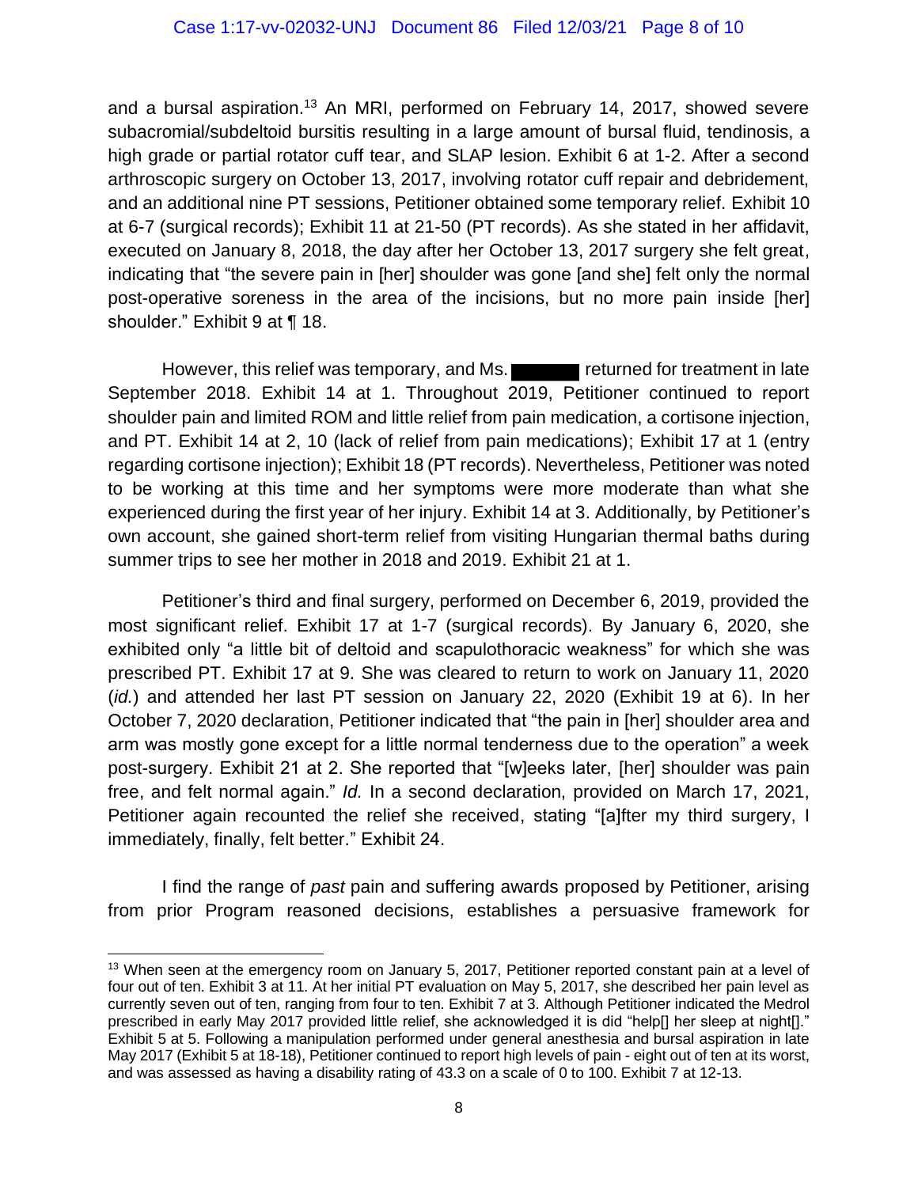and a bursal aspiration.[13] An MRI, performed on February 14, 2017, showed severe subacromial/subdeltoid bursitis resulting in a large amount of bursal fluid, tendinosis, a high grade or partial rotator cuff tear, and SLAP lesion. Exhibit 6 at 1-2. After a second arthroscopic surgery on October 13, 2017, involving rotator cuff repair and debridement, and an additional nine PT sessions, Petitioner obtained some temporary relief. Exhibit 10 at 6-7 (surgical records); Exhibit 11 at 21-50 (PT records). As she stated in her affidavit, executed on January 8, 2018, the day after her October 13, 2017 surgery she felt great, indicating that "the severe pain in [her] shoulder was gone [and she] felt only the normal post-operative soreness in the area of the incisions, but no more pain inside [her] shoulder." Exhibit 9 at ¶ 18.

However, this relief was temporary, and Ms. ██████ returned for treatment in late September 2018. Exhibit 14 at 1. Throughout 2019, Petitioner continued to report shoulder pain and limited ROM and little relief from pain medication, a cortisone injection, and PT. Exhibit 14 at 2, 10 (lack of relief from pain medications); Exhibit 17 at 1 (entry regarding cortisone injection); Exhibit 18 (PT records). Nevertheless, Petitioner was noted to be working at this time and her symptoms were more moderate than what she experienced during the first year of her injury. Exhibit 14 at 3. Additionally, by Petitioner's own account, she gained short-term relief from visiting Hungarian thermal baths during summer trips to see her mother in 2018 and 2019. Exhibit 21 at 1.

Petitioner's third and final surgery, performed on December 6, 2019, provided the most significant relief. Exhibit 17 at 1-7 (surgical records). By January 6, 2020, she exhibited only "a little bit of deltoid and scapulothoracic weakness" for which she was prescribed PT. Exhibit 17 at 9. She was cleared to return to work on January 11, 2020 (*id.*) and attended her last PT session on January 22, 2020 (Exhibit 19 at 6). In her October 7, 2020 declaration, Petitioner indicated that "the pain in [her] shoulder area and arm was mostly gone except for a little normal tenderness due to the operation" a week post-surgery. Exhibit 21 at 2. She reported that "[w]eeks later, [her] shoulder was pain free, and felt normal again." *Id.* In a second declaration, provided on March 17, 2021, Petitioner again recounted the relief she received, stating "[a]fter my third surgery, I immediately, finally, felt better." Exhibit 24.

I find the range of *past* pain and suffering awards proposed by Petitioner, arising from prior Program reasoned decisions, establishes a persuasive framework for

---

[13] When seen at the emergency room on January 5, 2017, Petitioner reported constant pain at a level of four out of ten. Exhibit 3 at 11. At her initial PT evaluation on May 5, 2017, she described her pain level as currently seven out of ten, ranging from four to ten. Exhibit 7 at 3. Although Petitioner indicated the Medrol prescribed in early May 2017 provided little relief, she acknowledged it is did "help[] her sleep at night[]." Exhibit 5 at 5. Following a manipulation performed under general anesthesia and bursal aspiration in late May 2017 (Exhibit 5 at 18-18), Petitioner continued to report high levels of pain - eight out of ten at its worst, and was assessed as having a disability rating of 43.3 on a scale of 0 to 100. Exhibit 7 at 12-13.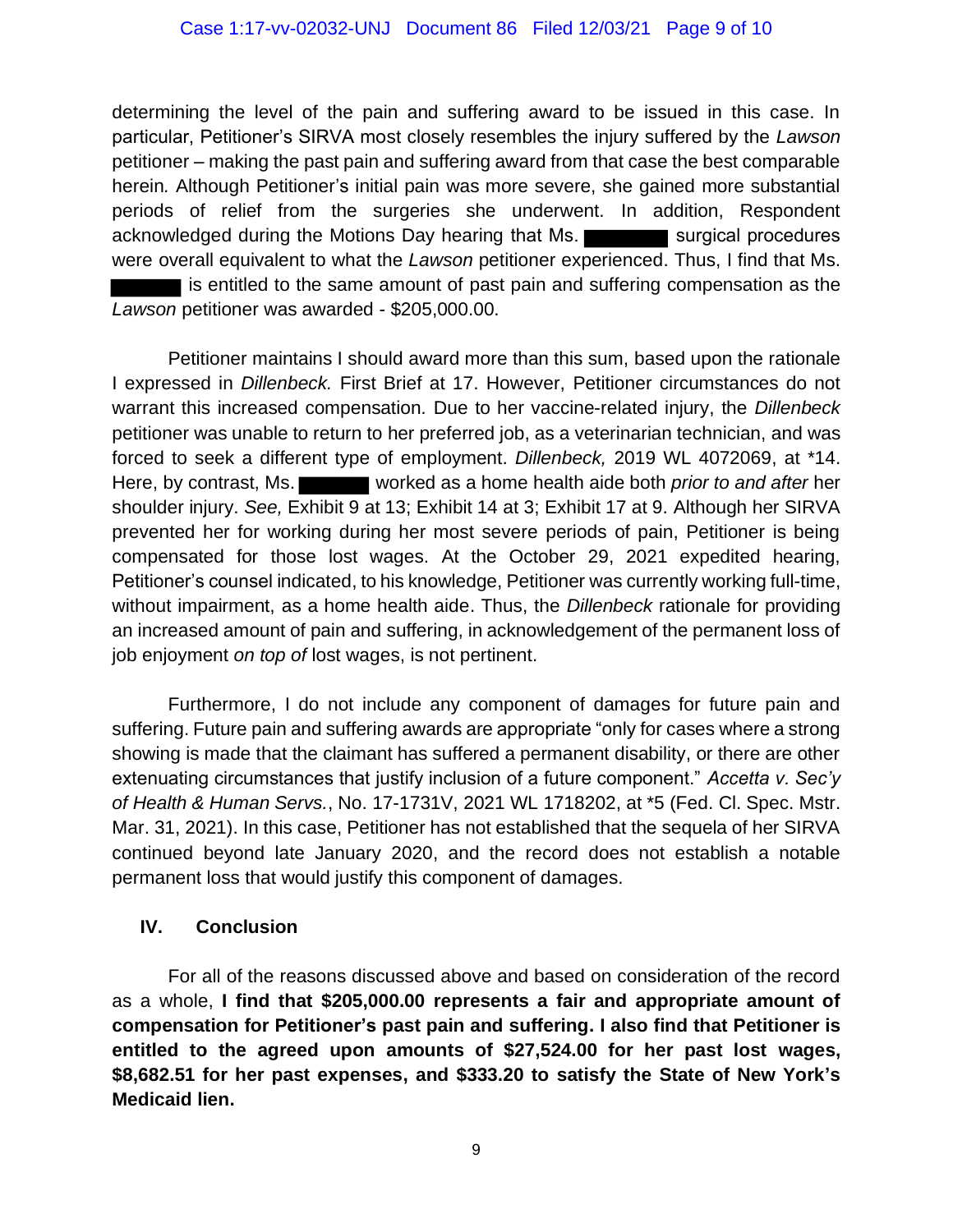determining the level of the pain and suffering award to be issued in this case. In particular, Petitioner's SIRVA most closely resembles the injury suffered by the *Lawson* petitioner – making the past pain and suffering award from that case the best comparable herein. Although Petitioner's initial pain was more severe, she gained more substantial periods of relief from the surgeries she underwent. In addition, Respondent acknowledged during the Motions Day hearing that Ms. ████ surgical procedures were overall equivalent to what the *Lawson* petitioner experienced. Thus, I find that Ms. ████ is entitled to the same amount of past pain and suffering compensation as the *Lawson* petitioner was awarded - $205,000.00.

Petitioner maintains I should award more than this sum, based upon the rationale I expressed in *Dillenbeck.* First Brief at 17. However, Petitioner circumstances do not warrant this increased compensation. Due to her vaccine-related injury, the *Dillenbeck* petitioner was unable to return to her preferred job, as a veterinarian technician, and was forced to seek a different type of employment. *Dillenbeck,* 2019 WL 4072069, at *14. Here, by contrast, Ms. ████ worked as a home health aide both *prior to and after* her shoulder injury. *See,* Exhibit 9 at 13; Exhibit 14 at 3; Exhibit 17 at 9. Although her SIRVA prevented her for working during her most severe periods of pain, Petitioner is being compensated for those lost wages. At the October 29, 2021 expedited hearing, Petitioner's counsel indicated, to his knowledge, Petitioner was currently working full-time, without impairment, as a home health aide. Thus, the *Dillenbeck* rationale for providing an increased amount of pain and suffering, in acknowledgement of the permanent loss of job enjoyment *on top of* lost wages, is not pertinent.

Furthermore, I do not include any component of damages for future pain and suffering. Future pain and suffering awards are appropriate "only for cases where a strong showing is made that the claimant has suffered a permanent disability, or there are other extenuating circumstances that justify inclusion of a future component." *Accetta v. Sec'y of Health & Human Servs.*, No. 17-1731V, 2021 WL 1718202, at *5 (Fed. Cl. Spec. Mstr. Mar. 31, 2021). In this case, Petitioner has not established that the sequela of her SIRVA continued beyond late January 2020, and the record does not establish a notable permanent loss that would justify this component of damages.

## IV. Conclusion

For all of the reasons discussed above and based on consideration of the record as a whole, **I find that $205,000.00 represents a fair and appropriate amount of compensation for Petitioner's past pain and suffering. I also find that Petitioner is entitled to the agreed upon amounts of $27,524.00 for her past lost wages, $8,682.51 for her past expenses, and $333.20 to satisfy the State of New York's Medicaid lien.**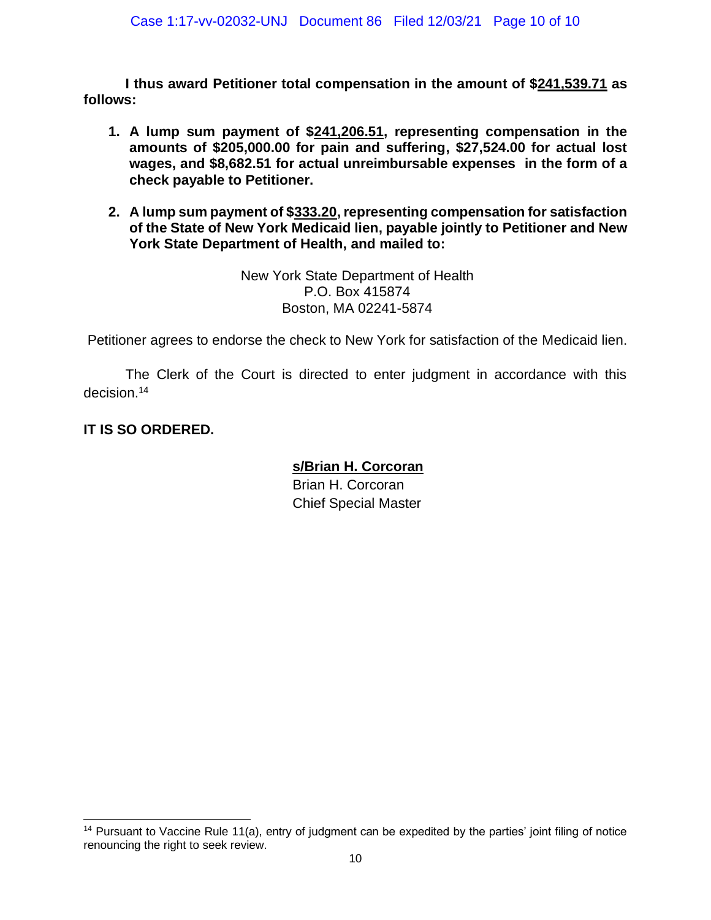**I thus award Petitioner total compensation in the amount of $241,539.71 as follows:**

1. **A lump sum payment of $241,206.51, representing compensation in the amounts of $205,000.00 for pain and suffering, $27,524.00 for actual lost wages, and $8,682.51 for actual unreimbursable expenses in the form of a check payable to Petitioner.**

2. **A lump sum payment of $333.20, representing compensation for satisfaction of the State of New York Medicaid lien, payable jointly to Petitioner and New York State Department of Health, and mailed to:**

New York State Department of Health
P.O. Box 415874
Boston, MA 02241-5874

Petitioner agrees to endorse the check to New York for satisfaction of the Medicaid lien.

The Clerk of the Court is directed to enter judgment in accordance with this decision.[14]

**IT IS SO ORDERED.**

**s/Brian H. Corcoran**
Brian H. Corcoran
Chief Special Master

[14] Pursuant to Vaccine Rule 11(a), entry of judgment can be expedited by the parties' joint filing of notice renouncing the right to seek review.